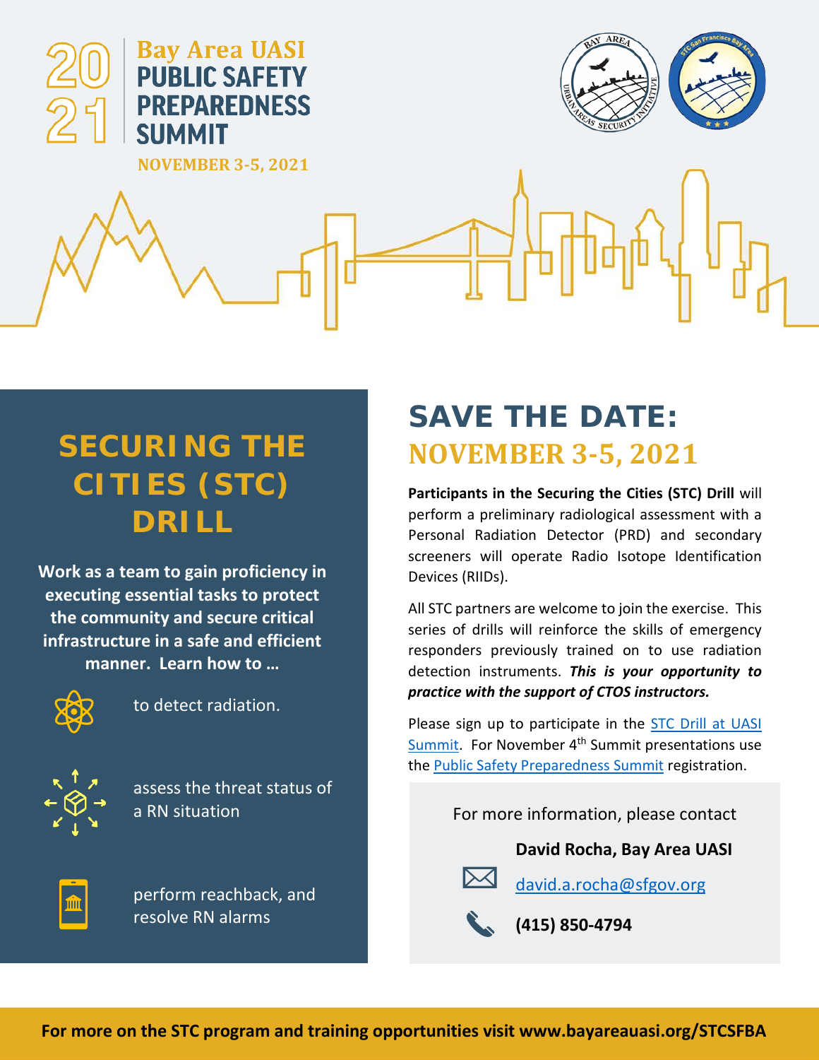# 2021 Bay Area UASI PUBLIC SAFETY PREPAREDNESS SUMMIT

**NOVEMBER 3-5, 2021**

## SECURING THE CITIES (STC) DRILL

**Work as a team to gain proficiency in executing essential tasks to protect the community and secure critical infrastructure in a safe and efficient manner. Learn how to …**

- to detect radiation.
- assess the threat status of a RN situation
- perform reachback, and resolve RN alarms

## SAVE THE DATE: NOVEMBER 3-5, 2021

**Participants in the Securing the Cities (STC) Drill** will perform a preliminary radiological assessment with a Personal Radiation Detector (PRD) and secondary screeners will operate Radio Isotope Identification Devices (RIIDs).

All STC partners are welcome to join the exercise. This series of drills will reinforce the skills of emergency responders previously trained on to use radiation detection instruments. ***This is your opportunity to practice with the support of CTOS instructors.***

Please sign up to participate in the STC Drill at UASI Summit. For November 4th Summit presentations use the Public Safety Preparedness Summit registration.

For more information, please contact

**David Rocha, Bay Area UASI**

david.a.rocha@sfgov.org

**(415) 850-4794**

**For more on the STC program and training opportunities visit www.bayareauasi.org/STCSFBA**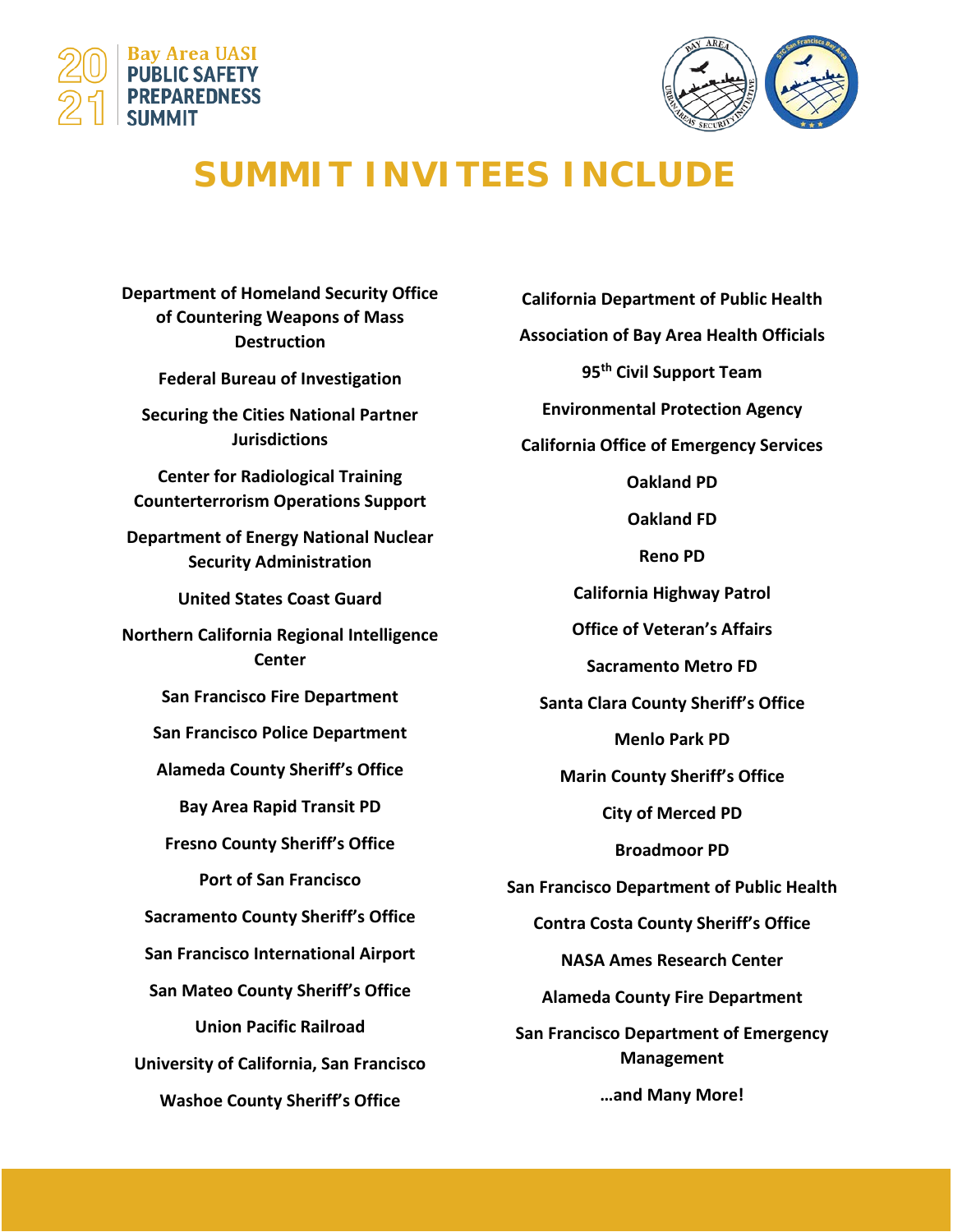2021 Bay Area UASI PUBLIC SAFETY PREPAREDNESS SUMMIT

# SUMMIT INVITEES INCLUDE

**Department of Homeland Security Office of Countering Weapons of Mass Destruction**

**Federal Bureau of Investigation**

**Securing the Cities National Partner Jurisdictions**

**Center for Radiological Training Counterterrorism Operations Support**

**Department of Energy National Nuclear Security Administration**

**United States Coast Guard**

**Northern California Regional Intelligence Center**

**San Francisco Fire Department**

**San Francisco Police Department**

**Alameda County Sheriff's Office**

**Bay Area Rapid Transit PD**

**Fresno County Sheriff's Office**

**Port of San Francisco**

**Sacramento County Sheriff's Office**

**San Francisco International Airport**

**San Mateo County Sheriff's Office**

**Union Pacific Railroad**

**University of California, San Francisco**

**Washoe County Sheriff's Office**

**California Department of Public Health**

**Association of Bay Area Health Officials**

**95th Civil Support Team**

**Environmental Protection Agency**

**California Office of Emergency Services**

**Oakland PD**

**Oakland FD**

**Reno PD**

**California Highway Patrol**

**Office of Veteran's Affairs**

**Sacramento Metro FD**

**Santa Clara County Sheriff's Office**

**Menlo Park PD**

**Marin County Sheriff's Office**

**City of Merced PD**

**Broadmoor PD**

**San Francisco Department of Public Health**

**Contra Costa County Sheriff's Office**

**NASA Ames Research Center**

**Alameda County Fire Department**

**San Francisco Department of Emergency Management**

**…and Many More!**